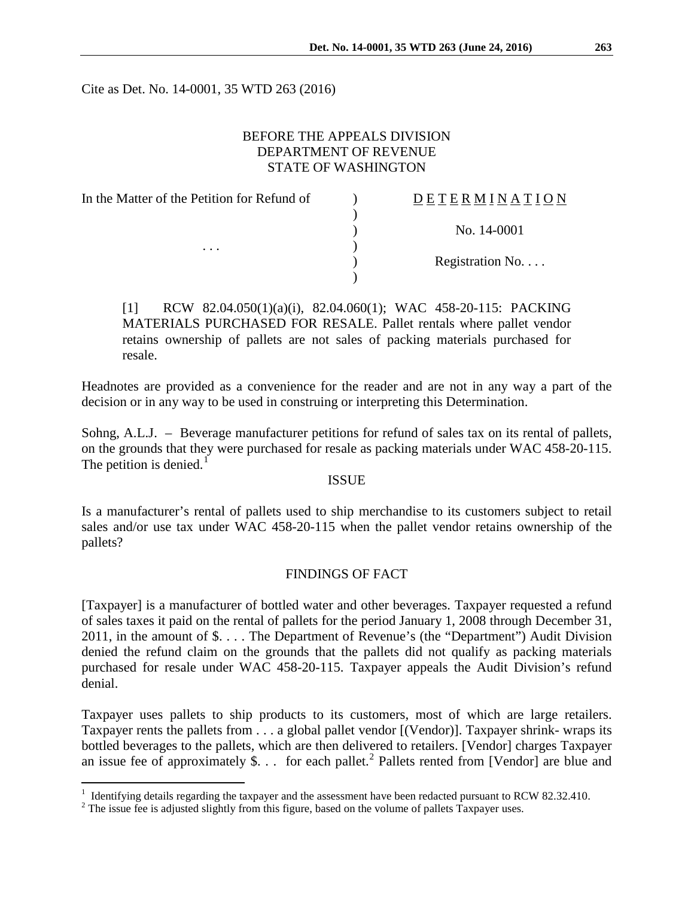Cite as Det. No. 14-0001, 35 WTD 263 (2016)

BEFORE THE APPEALS DIVISION
DEPARTMENT OF REVENUE
STATE OF WASHINGTON

| In the Matter of the Petition for Refund of | ) | D E T E R M I N A T I O N |
|---|---|---|
| | ) | |
| | ) | No. 14-0001 |
| . . . | ) | |
| | ) | Registration No. . . . |
| | ) | |

[1] RCW 82.04.050(1)(a)(i), 82.04.060(1); WAC 458-20-115: PACKING MATERIALS PURCHASED FOR RESALE. Pallet rentals where pallet vendor retains ownership of pallets are not sales of packing materials purchased for resale.

Headnotes are provided as a convenience for the reader and are not in any way a part of the decision or in any way to be used in construing or interpreting this Determination.

Sohng, A.L.J. – Beverage manufacturer petitions for refund of sales tax on its rental of pallets, on the grounds that they were purchased for resale as packing materials under WAC 458-20-115. The petition is denied.[1]

## ISSUE

Is a manufacturer's rental of pallets used to ship merchandise to its customers subject to retail sales and/or use tax under WAC 458-20-115 when the pallet vendor retains ownership of the pallets?

## FINDINGS OF FACT

[Taxpayer] is a manufacturer of bottled water and other beverages. Taxpayer requested a refund of sales taxes it paid on the rental of pallets for the period January 1, 2008 through December 31, 2011, in the amount of $. . . . The Department of Revenue's (the "Department") Audit Division denied the refund claim on the grounds that the pallets did not qualify as packing materials purchased for resale under WAC 458-20-115. Taxpayer appeals the Audit Division's refund denial.

Taxpayer uses pallets to ship products to its customers, most of which are large retailers. Taxpayer rents the pallets from . . . a global pallet vendor [(Vendor)]. Taxpayer shrink- wraps its bottled beverages to the pallets, which are then delivered to retailers. [Vendor] charges Taxpayer an issue fee of approximately $. . . for each pallet.[2] Pallets rented from [Vendor] are blue and

[1] Identifying details regarding the taxpayer and the assessment have been redacted pursuant to RCW 82.32.410.

[2] The issue fee is adjusted slightly from this figure, based on the volume of pallets Taxpayer uses.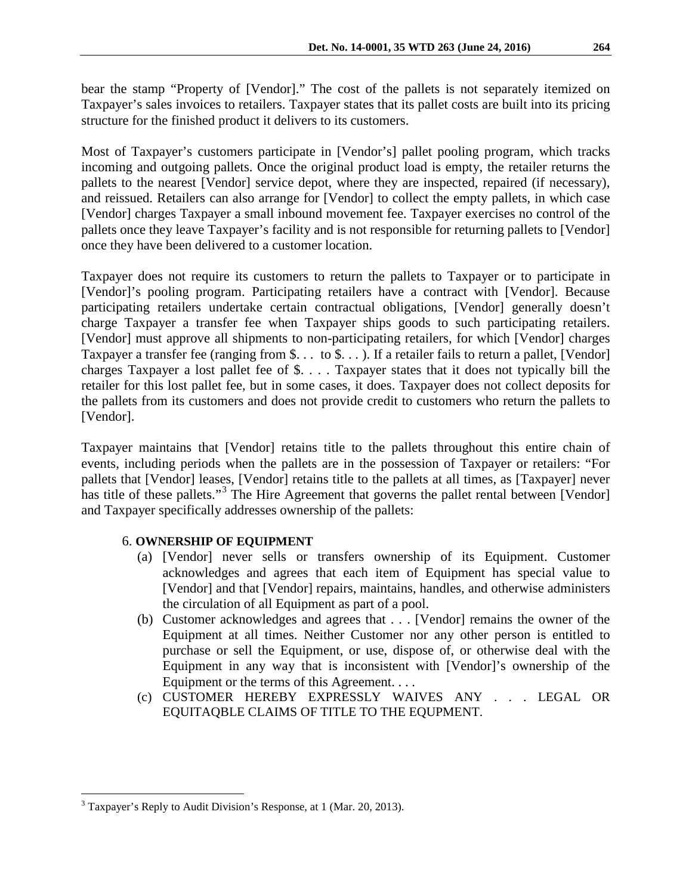bear the stamp "Property of [Vendor]." The cost of the pallets is not separately itemized on Taxpayer's sales invoices to retailers. Taxpayer states that its pallet costs are built into its pricing structure for the finished product it delivers to its customers.

Most of Taxpayer's customers participate in [Vendor's] pallet pooling program, which tracks incoming and outgoing pallets. Once the original product load is empty, the retailer returns the pallets to the nearest [Vendor] service depot, where they are inspected, repaired (if necessary), and reissued. Retailers can also arrange for [Vendor] to collect the empty pallets, in which case [Vendor] charges Taxpayer a small inbound movement fee. Taxpayer exercises no control of the pallets once they leave Taxpayer's facility and is not responsible for returning pallets to [Vendor] once they have been delivered to a customer location.

Taxpayer does not require its customers to return the pallets to Taxpayer or to participate in [Vendor]'s pooling program. Participating retailers have a contract with [Vendor]. Because participating retailers undertake certain contractual obligations, [Vendor] generally doesn't charge Taxpayer a transfer fee when Taxpayer ships goods to such participating retailers. [Vendor] must approve all shipments to non-participating retailers, for which [Vendor] charges Taxpayer a transfer fee (ranging from $. . . to $. . . ). If a retailer fails to return a pallet, [Vendor] charges Taxpayer a lost pallet fee of $. . . . Taxpayer states that it does not typically bill the retailer for this lost pallet fee, but in some cases, it does. Taxpayer does not collect deposits for the pallets from its customers and does not provide credit to customers who return the pallets to [Vendor].

Taxpayer maintains that [Vendor] retains title to the pallets throughout this entire chain of events, including periods when the pallets are in the possession of Taxpayer or retailers: "For pallets that [Vendor] leases, [Vendor] retains title to the pallets at all times, as [Taxpayer] never has title of these pallets."[3] The Hire Agreement that governs the pallet rental between [Vendor] and Taxpayer specifically addresses ownership of the pallets:

> 6. **OWNERSHIP OF EQUIPMENT**
>
> (a) [Vendor] never sells or transfers ownership of its Equipment. Customer acknowledges and agrees that each item of Equipment has special value to [Vendor] and that [Vendor] repairs, maintains, handles, and otherwise administers the circulation of all Equipment as part of a pool.
>
> (b) Customer acknowledges and agrees that . . . [Vendor] remains the owner of the Equipment at all times. Neither Customer nor any other person is entitled to purchase or sell the Equipment, or use, dispose of, or otherwise deal with the Equipment in any way that is inconsistent with [Vendor]'s ownership of the Equipment or the terms of this Agreement. . . .
>
> (c) CUSTOMER HEREBY EXPRESSLY WAIVES ANY . . . LEGAL OR EQUITAQBLE CLAIMS OF TITLE TO THE EQUPMENT.

---

[3] Taxpayer's Reply to Audit Division's Response, at 1 (Mar. 20, 2013).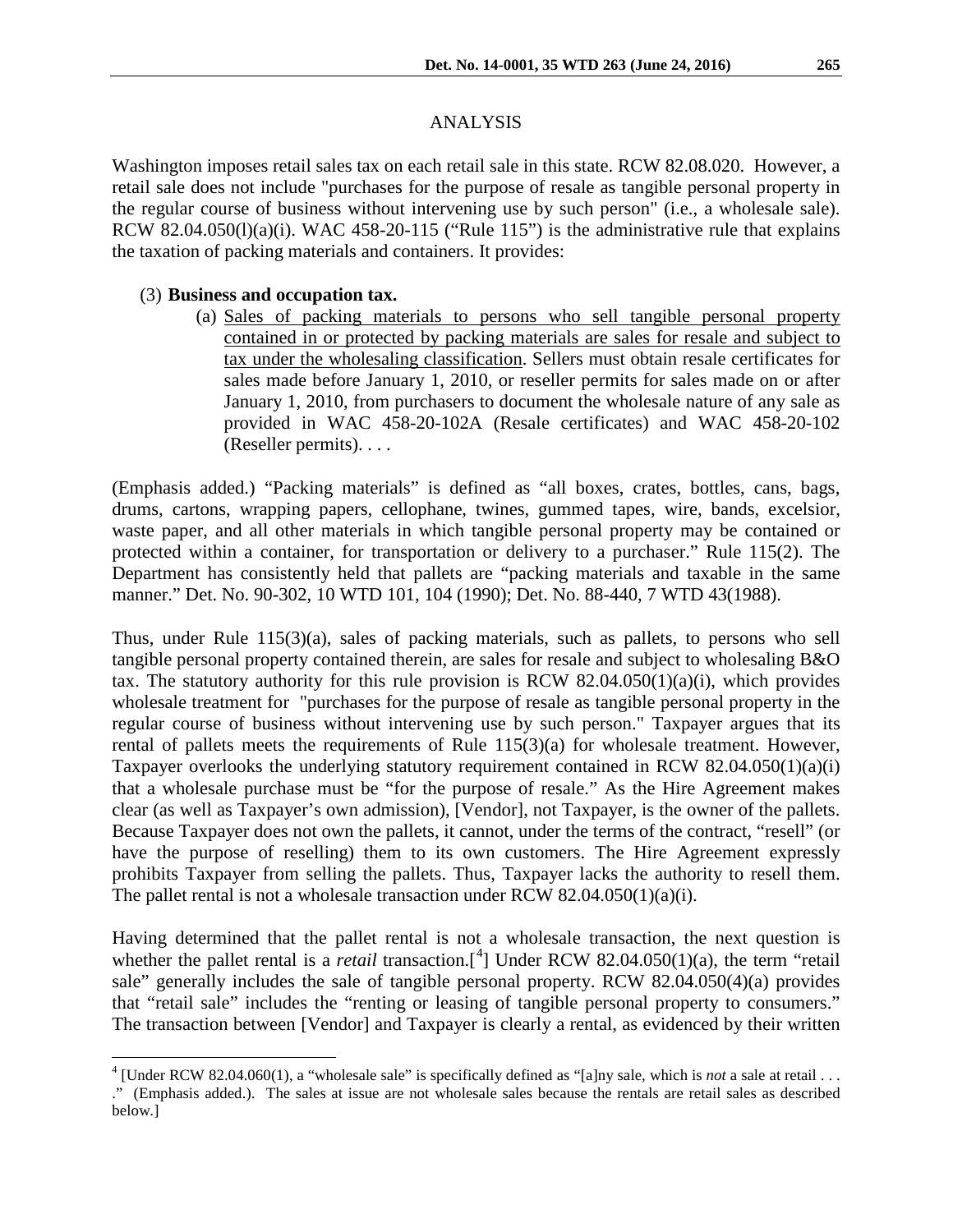## ANALYSIS

Washington imposes retail sales tax on each retail sale in this state. RCW 82.08.020. However, a retail sale does not include "purchases for the purpose of resale as tangible personal property in the regular course of business without intervening use by such person" (i.e., a wholesale sale). RCW 82.04.050(l)(a)(i). WAC 458-20-115 ("Rule 115") is the administrative rule that explains the taxation of packing materials and containers. It provides:

> (3) **Business and occupation tax.**
>
> (a) Sales of packing materials to persons who sell tangible personal property contained in or protected by packing materials are sales for resale and subject to tax under the wholesaling classification. Sellers must obtain resale certificates for sales made before January 1, 2010, or reseller permits for sales made on or after January 1, 2010, from purchasers to document the wholesale nature of any sale as provided in WAC 458-20-102A (Resale certificates) and WAC 458-20-102 (Reseller permits). . . .

(Emphasis added.) "Packing materials" is defined as "all boxes, crates, bottles, cans, bags, drums, cartons, wrapping papers, cellophane, twines, gummed tapes, wire, bands, excelsior, waste paper, and all other materials in which tangible personal property may be contained or protected within a container, for transportation or delivery to a purchaser." Rule 115(2). The Department has consistently held that pallets are "packing materials and taxable in the same manner." Det. No. 90-302, 10 WTD 101, 104 (1990); Det. No. 88-440, 7 WTD 43(1988).

Thus, under Rule 115(3)(a), sales of packing materials, such as pallets, to persons who sell tangible personal property contained therein, are sales for resale and subject to wholesaling B&O tax. The statutory authority for this rule provision is RCW 82.04.050(1)(a)(i), which provides wholesale treatment for "purchases for the purpose of resale as tangible personal property in the regular course of business without intervening use by such person." Taxpayer argues that its rental of pallets meets the requirements of Rule 115(3)(a) for wholesale treatment. However, Taxpayer overlooks the underlying statutory requirement contained in RCW 82.04.050(1)(a)(i) that a wholesale purchase must be "for the purpose of resale." As the Hire Agreement makes clear (as well as Taxpayer's own admission), [Vendor], not Taxpayer, is the owner of the pallets. Because Taxpayer does not own the pallets, it cannot, under the terms of the contract, "resell" (or have the purpose of reselling) them to its own customers. The Hire Agreement expressly prohibits Taxpayer from selling the pallets. Thus, Taxpayer lacks the authority to resell them. The pallet rental is not a wholesale transaction under RCW 82.04.050(1)(a)(i).

Having determined that the pallet rental is not a wholesale transaction, the next question is whether the pallet rental is a *retail* transaction.[4] Under RCW 82.04.050(1)(a), the term "retail sale" generally includes the sale of tangible personal property. RCW 82.04.050(4)(a) provides that "retail sale" includes the "renting or leasing of tangible personal property to consumers." The transaction between [Vendor] and Taxpayer is clearly a rental, as evidenced by their written

[4] [Under RCW 82.04.060(1), a "wholesale sale" is specifically defined as "[a]ny sale, which is *not* a sale at retail . . . ." (Emphasis added.). The sales at issue are not wholesale sales because the rentals are retail sales as described below.]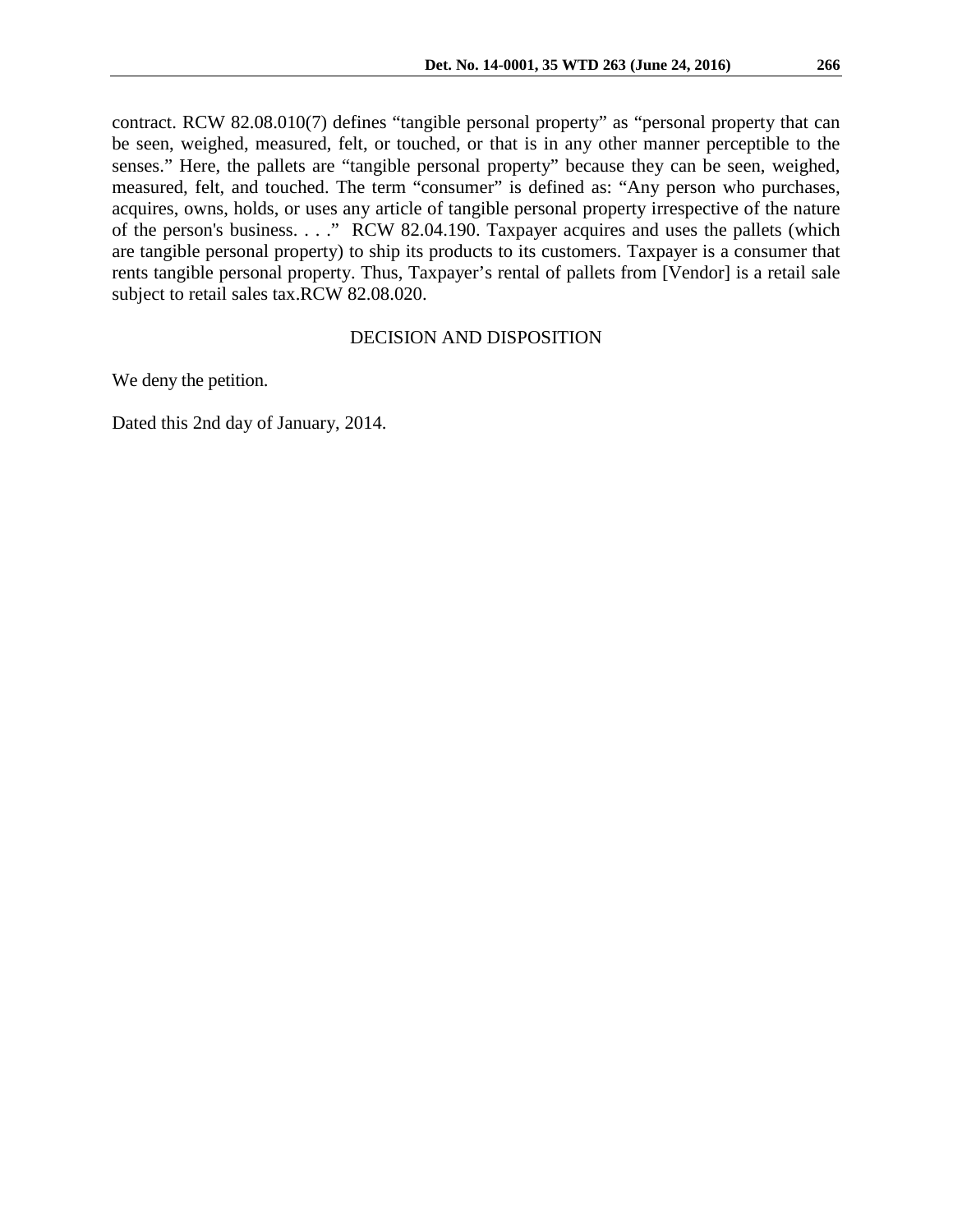contract. RCW 82.08.010(7) defines "tangible personal property" as "personal property that can be seen, weighed, measured, felt, or touched, or that is in any other manner perceptible to the senses." Here, the pallets are "tangible personal property" because they can be seen, weighed, measured, felt, and touched. The term "consumer" is defined as: "Any person who purchases, acquires, owns, holds, or uses any article of tangible personal property irrespective of the nature of the person's business. . . ." RCW 82.04.190. Taxpayer acquires and uses the pallets (which are tangible personal property) to ship its products to its customers. Taxpayer is a consumer that rents tangible personal property. Thus, Taxpayer's rental of pallets from [Vendor] is a retail sale subject to retail sales tax.RCW 82.08.020.

## DECISION AND DISPOSITION

We deny the petition.

Dated this 2nd day of January, 2014.